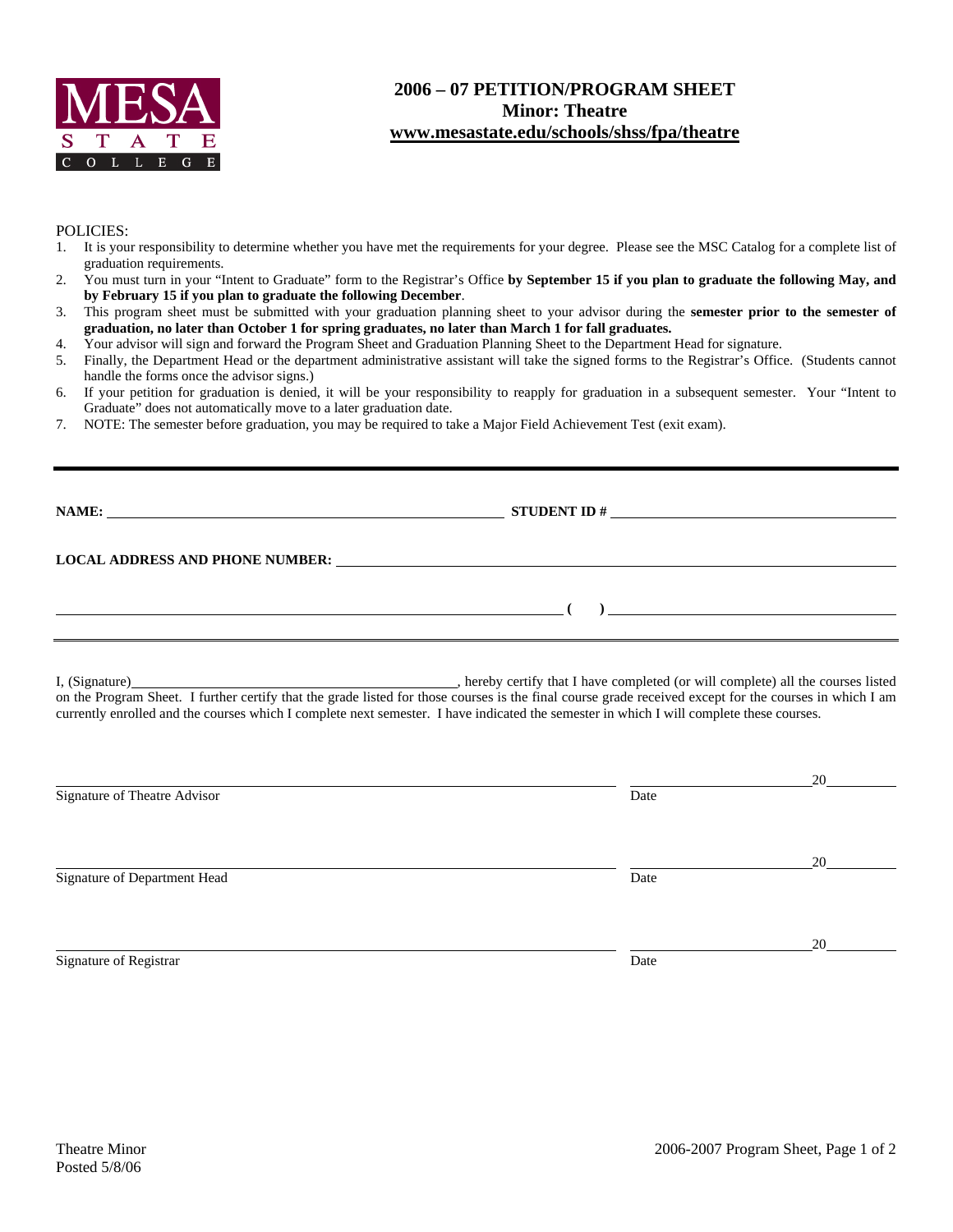MESA STATE COLLEGE

# 2006 – 07 PETITION/PROGRAM SHEET
## Minor: Theatre
## www.mesastate.edu/schools/shss/fpa/theatre

POLICIES:

1. It is your responsibility to determine whether you have met the requirements for your degree. Please see the MSC Catalog for a complete list of graduation requirements.
2. You must turn in your "Intent to Graduate" form to the Registrar's Office **by September 15 if you plan to graduate the following May, and by February 15 if you plan to graduate the following December**.
3. This program sheet must be submitted with your graduation planning sheet to your advisor during the **semester prior to the semester of graduation, no later than October 1 for spring graduates, no later than March 1 for fall graduates.**
4. Your advisor will sign and forward the Program Sheet and Graduation Planning Sheet to the Department Head for signature.
5. Finally, the Department Head or the department administrative assistant will take the signed forms to the Registrar's Office. (Students cannot handle the forms once the advisor signs.)
6. If your petition for graduation is denied, it will be your responsibility to reapply for graduation in a subsequent semester. Your "Intent to Graduate" does not automatically move to a later graduation date.
7. NOTE: The semester before graduation, you may be required to take a Major Field Achievement Test (exit exam).

---

**NAME:** ______________________________ **STUDENT ID #** ______________________________

**LOCAL ADDRESS AND PHONE NUMBER:** ______________________________

______________________________ **( )** ______________________________

---

I, (Signature)______________________________, hereby certify that I have completed (or will complete) all the courses listed on the Program Sheet. I further certify that the grade listed for those courses is the final course grade received except for the courses in which I am currently enrolled and the courses which I complete next semester. I have indicated the semester in which I will complete these courses.

______________________________ ______________20______

Signature of Theatre Advisor Date

______________________________ ______________20______

Signature of Department Head Date

______________________________ ______________20______

Signature of Registrar Date

Theatre Minor
Posted 5/8/06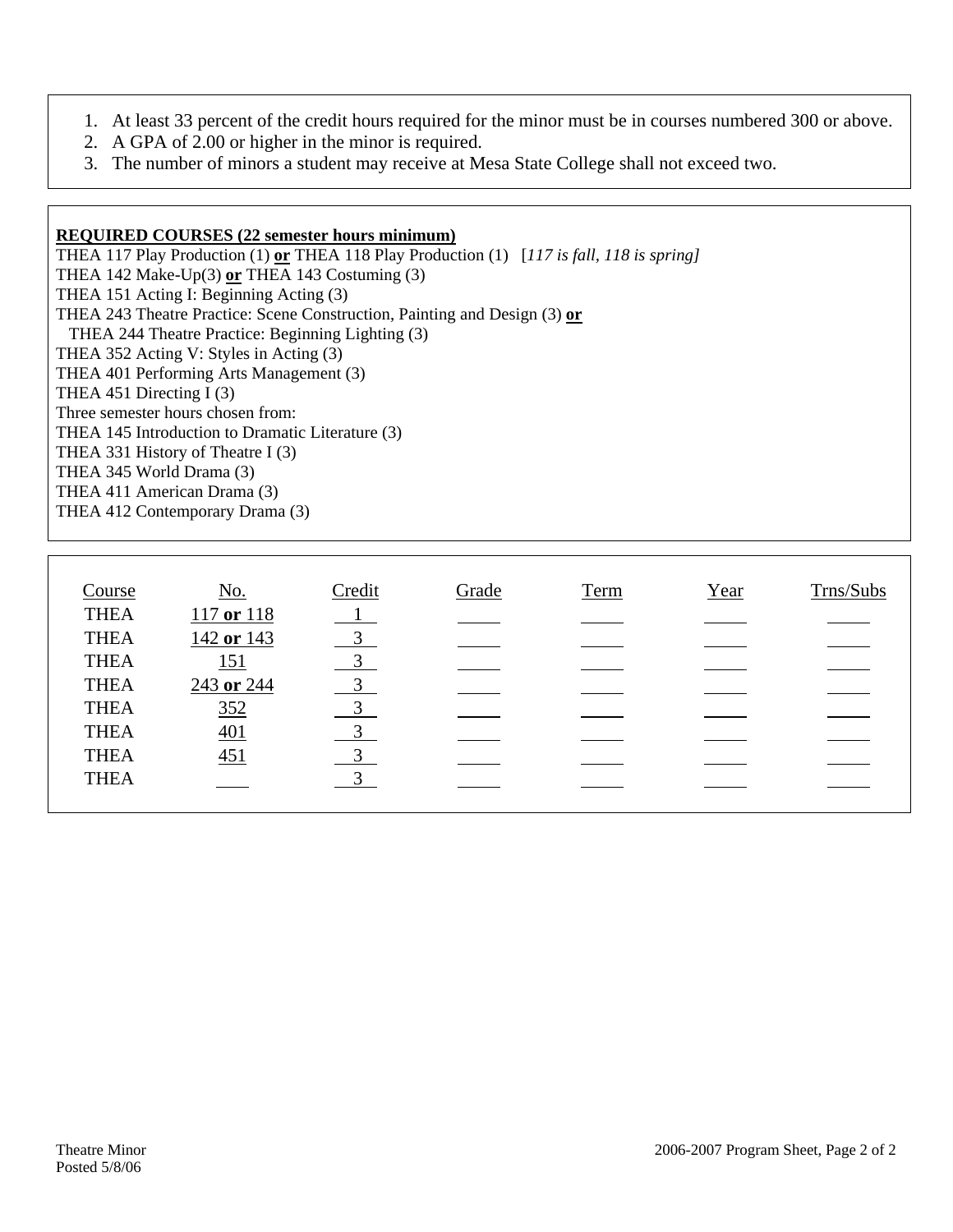1. At least 33 percent of the credit hours required for the minor must be in courses numbered 300 or above.
2. A GPA of 2.00 or higher in the minor is required.
3. The number of minors a student may receive at Mesa State College shall not exceed two.

**REQUIRED COURSES (22 semester hours minimum)**

THEA 117 Play Production (1) **or** THEA 118 Play Production (1) [*117 is fall, 118 is spring]*
THEA 142 Make-Up(3) **or** THEA 143 Costuming (3)
THEA 151 Acting I: Beginning Acting (3)
THEA 243 Theatre Practice: Scene Construction, Painting and Design (3) **or**
THEA 244 Theatre Practice: Beginning Lighting (3)
THEA 352 Acting V: Styles in Acting (3)
THEA 401 Performing Arts Management (3)
THEA 451 Directing I (3)
Three semester hours chosen from:
THEA 145 Introduction to Dramatic Literature (3)
THEA 331 History of Theatre I (3)
THEA 345 World Drama (3)
THEA 411 American Drama (3)
THEA 412 Contemporary Drama (3)

| Course | No. | Credit | Grade | Term | Year | Trns/Subs |
|---|---|---|---|---|---|---|
| THEA | 117 **or** 118 | 1 | | | | |
| THEA | 142 **or** 143 | 3 | | | | |
| THEA | 151 | 3 | | | | |
| THEA | 243 **or** 244 | 3 | | | | |
| THEA | 352 | 3 | | | | |
| THEA | 401 | 3 | | | | |
| THEA | 451 | 3 | | | | |
| THEA | | 3 | | | | |

Theatre Minor
Posted 5/8/06